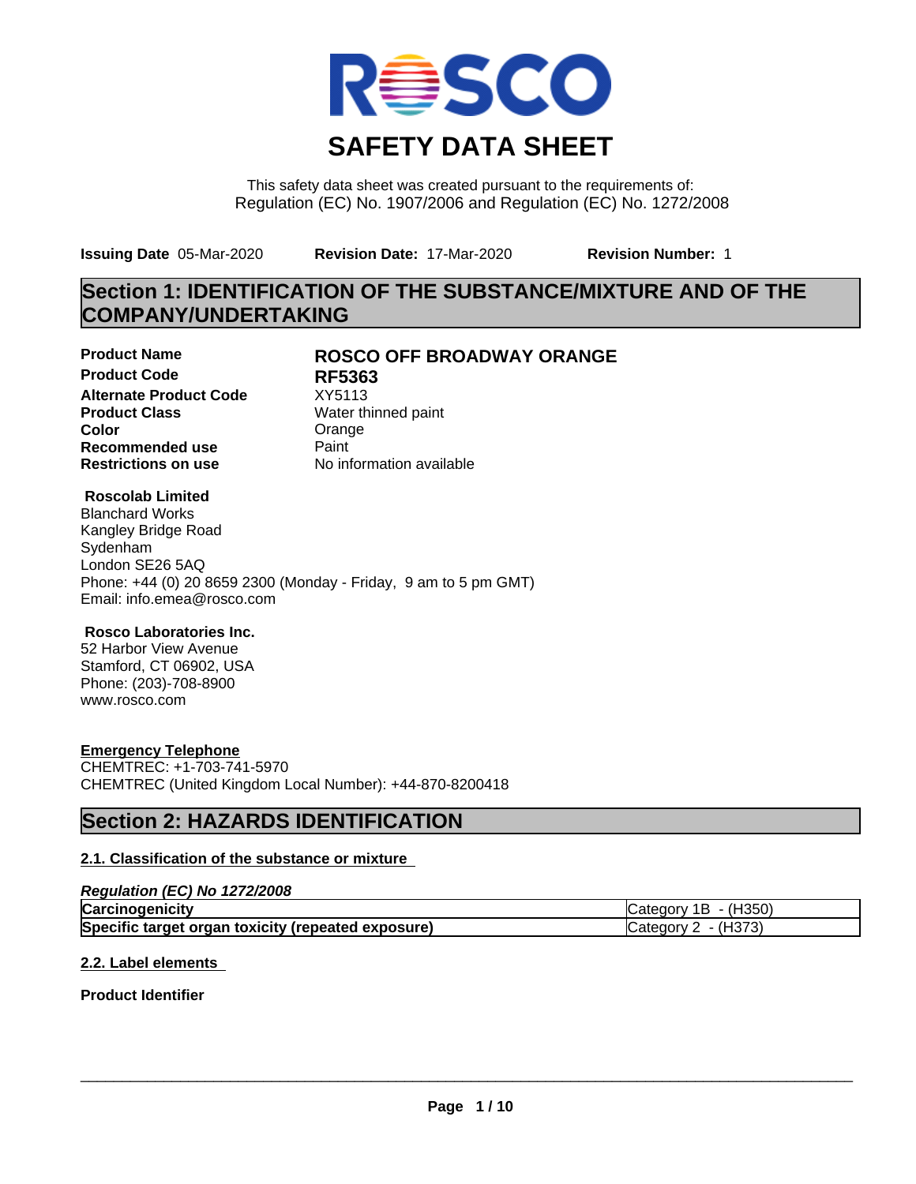RSCO

# SAFETY DATA SHEET

This safety data sheet was created pursuant to the requirements of:
Regulation (EC) No. 1907/2006 and Regulation (EC) No. 1272/2008

**Issuing Date** 05-Mar-2020 **Revision Date:** 17-Mar-2020 **Revision Number:** 1

## Section 1: IDENTIFICATION OF THE SUBSTANCE/MIXTURE AND OF THE COMPANY/UNDERTAKING

**Product Name** **ROSCO OFF BROADWAY ORANGE**
**Product Code** **RF5363**
**Alternate Product Code** XY5113
**Product Class** Water thinned paint
**Color** Orange
**Recommended use** Paint
**Restrictions on use** No information available

**Roscolab Limited**
Blanchard Works
Kangley Bridge Road
Sydenham
London SE26 5AQ
Phone: +44 (0) 20 8659 2300 (Monday - Friday, 9 am to 5 pm GMT)
Email: info.emea@rosco.com

**Rosco Laboratories Inc.**
52 Harbor View Avenue
Stamford, CT 06902, USA
Phone: (203)-708-8900
www.rosco.com

**Emergency Telephone**
CHEMTREC: +1-703-741-5970
CHEMTREC (United Kingdom Local Number): +44-870-8200418

## Section 2: HAZARDS IDENTIFICATION

### 2.1. Classification of the substance or mixture

*Regulation (EC) No 1272/2008*

| | |
|---|---|
| **Carcinogenicity** | Category 1B - (H350) |
| **Specific target organ toxicity (repeated exposure)** | Category 2 - (H373) |

### 2.2. Label elements

**Product Identifier**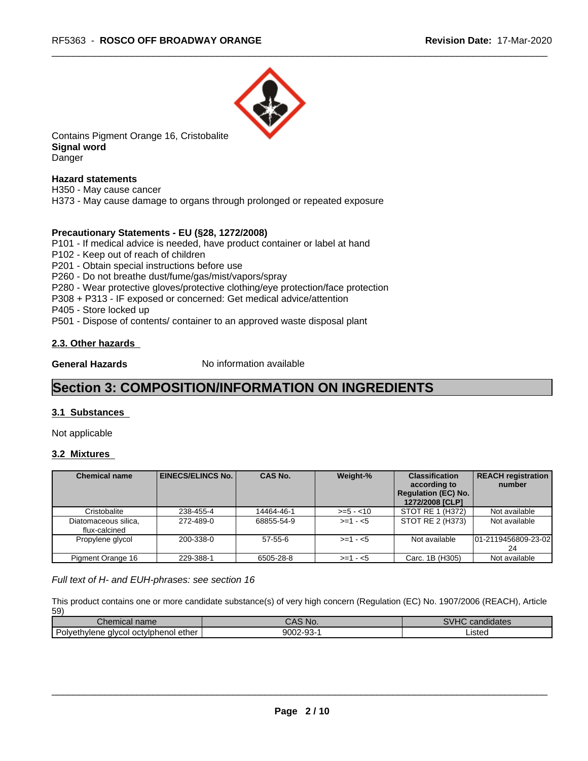Contains Pigment Orange 16, Cristobalite

**Signal word**

Danger

**Hazard statements**

H350 - May cause cancer

H373 - May cause damage to organs through prolonged or repeated exposure

**Precautionary Statements - EU (§28, 1272/2008)**

P101 - If medical advice is needed, have product container or label at hand

P102 - Keep out of reach of children

P201 - Obtain special instructions before use

P260 - Do not breathe dust/fume/gas/mist/vapors/spray

P280 - Wear protective gloves/protective clothing/eye protection/face protection

P308 + P313 - IF exposed or concerned: Get medical advice/attention

P405 - Store locked up

P501 - Dispose of contents/ container to an approved waste disposal plant

### 2.3. Other hazards

**General Hazards** No information available

# Section 3: COMPOSITION/INFORMATION ON INGREDIENTS

### 3.1 Substances

Not applicable

### 3.2 Mixtures

| Chemical name | EINECS/ELINCS No. | CAS No. | Weight-% | Classification according to Regulation (EC) No. 1272/2008 [CLP] | REACH registration number |
|---|---|---|---|---|---|
| Cristobalite | 238-455-4 | 14464-46-1 | >=5 - <10 | STOT RE 1 (H372) | Not available |
| Diatomaceous silica, flux-calcined | 272-489-0 | 68855-54-9 | >=1 - <5 | STOT RE 2 (H373) | Not available |
| Propylene glycol | 200-338-0 | 57-55-6 | >=1 - <5 | Not available | 01-2119456809-23-0224 |
| Pigment Orange 16 | 229-388-1 | 6505-28-8 | >=1 - <5 | Carc. 1B (H305) | Not available |

*Full text of H- and EUH-phrases: see section 16*

This product contains one or more candidate substance(s) of very high concern (Regulation (EC) No. 1907/2006 (REACH), Article 59)

| Chemical name | CAS No. | SVHC candidates |
|---|---|---|
| Polyethylene glycol octylphenol ether | 9002-93-1 | Listed |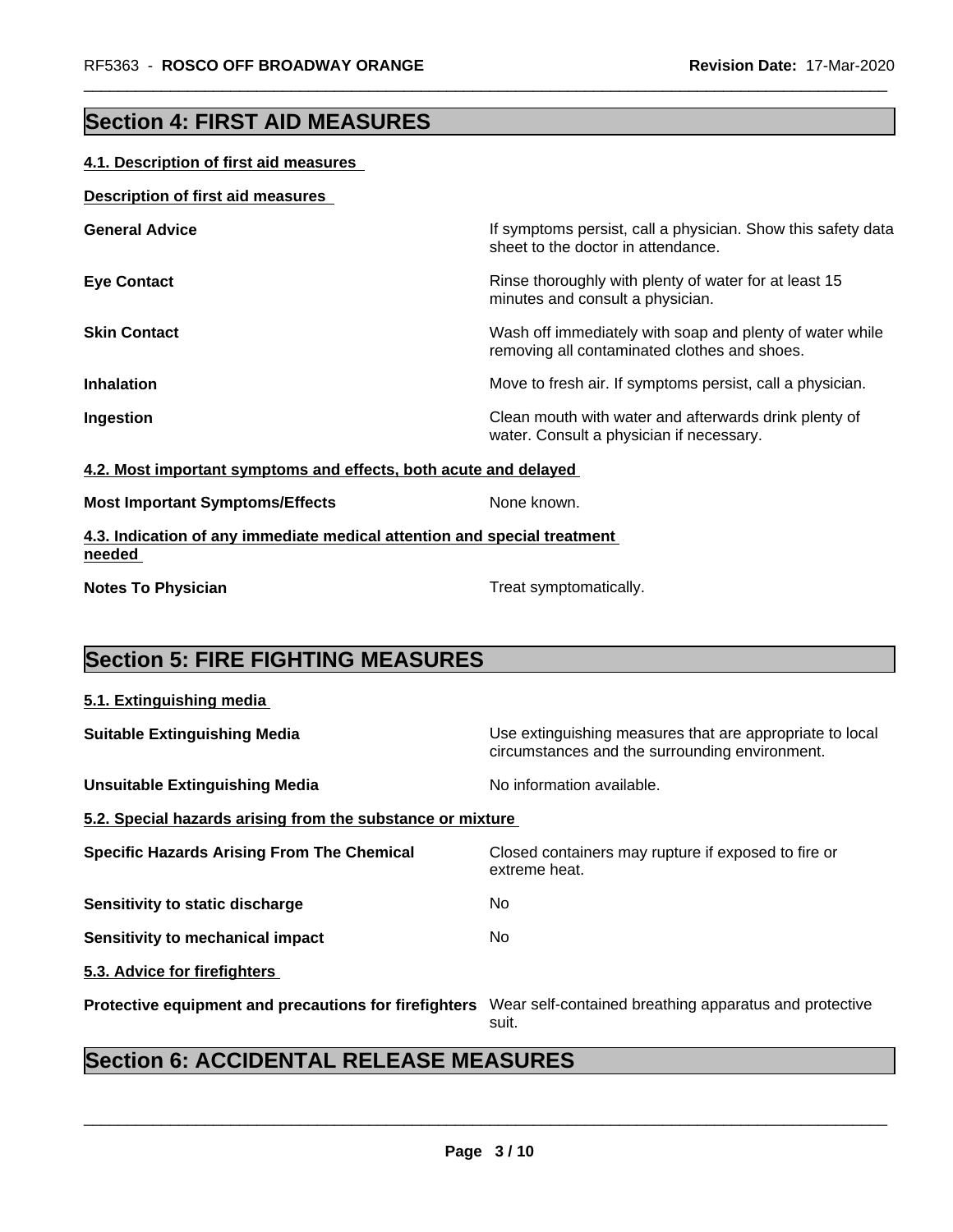## Section 4: FIRST AID MEASURES

### 4.1. Description of first aid measures

**Description of first aid measures**

| | |
|---|---|
| **General Advice** | If symptoms persist, call a physician. Show this safety data sheet to the doctor in attendance. |
| **Eye Contact** | Rinse thoroughly with plenty of water for at least 15 minutes and consult a physician. |
| **Skin Contact** | Wash off immediately with soap and plenty of water while removing all contaminated clothes and shoes. |
| **Inhalation** | Move to fresh air. If symptoms persist, call a physician. |
| **Ingestion** | Clean mouth with water and afterwards drink plenty of water. Consult a physician if necessary. |

### 4.2. Most important symptoms and effects, both acute and delayed

| | |
|---|---|
| **Most Important Symptoms/Effects** | None known. |

### 4.3. Indication of any immediate medical attention and special treatment needed

| | |
|---|---|
| **Notes To Physician** | Treat symptomatically. |

## Section 5: FIRE FIGHTING MEASURES

### 5.1. Extinguishing media

| | |
|---|---|
| **Suitable Extinguishing Media** | Use extinguishing measures that are appropriate to local circumstances and the surrounding environment. |
| **Unsuitable Extinguishing Media** | No information available. |

### 5.2. Special hazards arising from the substance or mixture

| | |
|---|---|
| **Specific Hazards Arising From The Chemical** | Closed containers may rupture if exposed to fire or extreme heat. |
| **Sensitivity to static discharge** | No |
| **Sensitivity to mechanical impact** | No |

### 5.3. Advice for firefighters

| | |
|---|---|
| **Protective equipment and precautions for firefighters** | Wear self-contained breathing apparatus and protective suit. |

## Section 6: ACCIDENTAL RELEASE MEASURES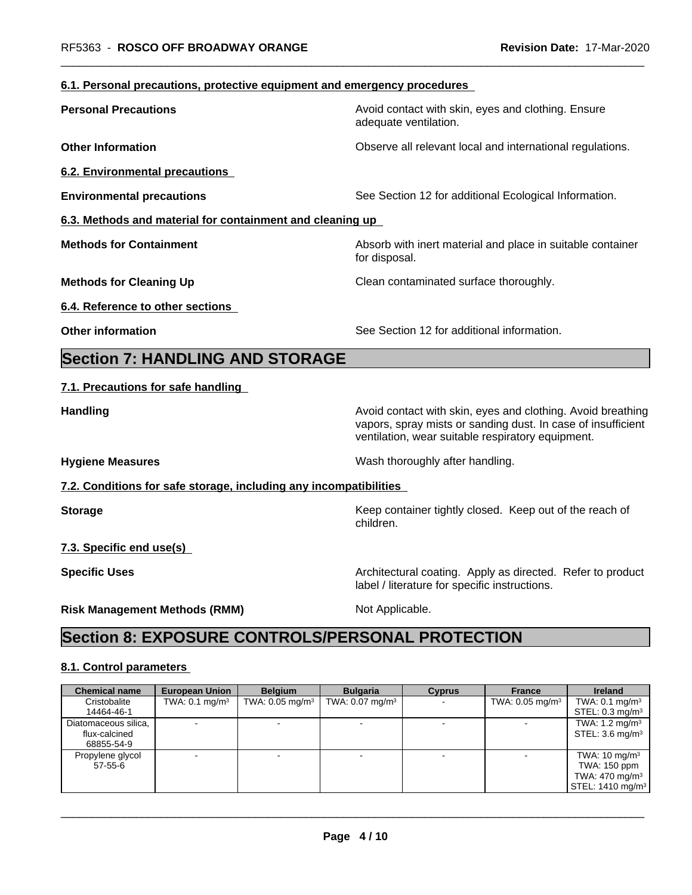#### 6.1. Personal precautions, protective equipment and emergency procedures

**Personal Precautions** Avoid contact with skin, eyes and clothing. Ensure adequate ventilation.

**Other Information** Observe all relevant local and international regulations.

#### 6.2. Environmental precautions

**Environmental precautions** See Section 12 for additional Ecological Information.

#### 6.3. Methods and material for containment and cleaning up

**Methods for Containment** Absorb with inert material and place in suitable container for disposal.

**Methods for Cleaning Up** Clean contaminated surface thoroughly.

#### 6.4. Reference to other sections

**Other information** See Section 12 for additional information.

## Section 7: HANDLING AND STORAGE

#### 7.1. Precautions for safe handling

**Handling** Avoid contact with skin, eyes and clothing. Avoid breathing vapors, spray mists or sanding dust. In case of insufficient ventilation, wear suitable respiratory equipment.

**Hygiene Measures** Wash thoroughly after handling.

#### 7.2. Conditions for safe storage, including any incompatibilities

**Storage** Keep container tightly closed. Keep out of the reach of children.

#### 7.3. Specific end use(s)

**Specific Uses** Architectural coating. Apply as directed. Refer to product label / literature for specific instructions.

**Risk Management Methods (RMM)** Not Applicable.

## Section 8: EXPOSURE CONTROLS/PERSONAL PROTECTION

#### 8.1. Control parameters

| Chemical name | European Union | Belgium | Bulgaria | Cyprus | France | Ireland |
|---|---|---|---|---|---|---|
| Cristobalite 14464-46-1 | TWA: 0.1 mg/m³ | TWA: 0.05 mg/m³ | TWA: 0.07 mg/m³ | - | TWA: 0.05 mg/m³ | TWA: 0.1 mg/m³ STEL: 0.3 mg/m³ |
| Diatomaceous silica, flux-calcined 68855-54-9 | - | - | - | - | - | TWA: 1.2 mg/m³ STEL: 3.6 mg/m³ |
| Propylene glycol 57-55-6 | - | - | - | - | - | TWA: 10 mg/m³ TWA: 150 ppm TWA: 470 mg/m³ STEL: 1410 mg/m³ |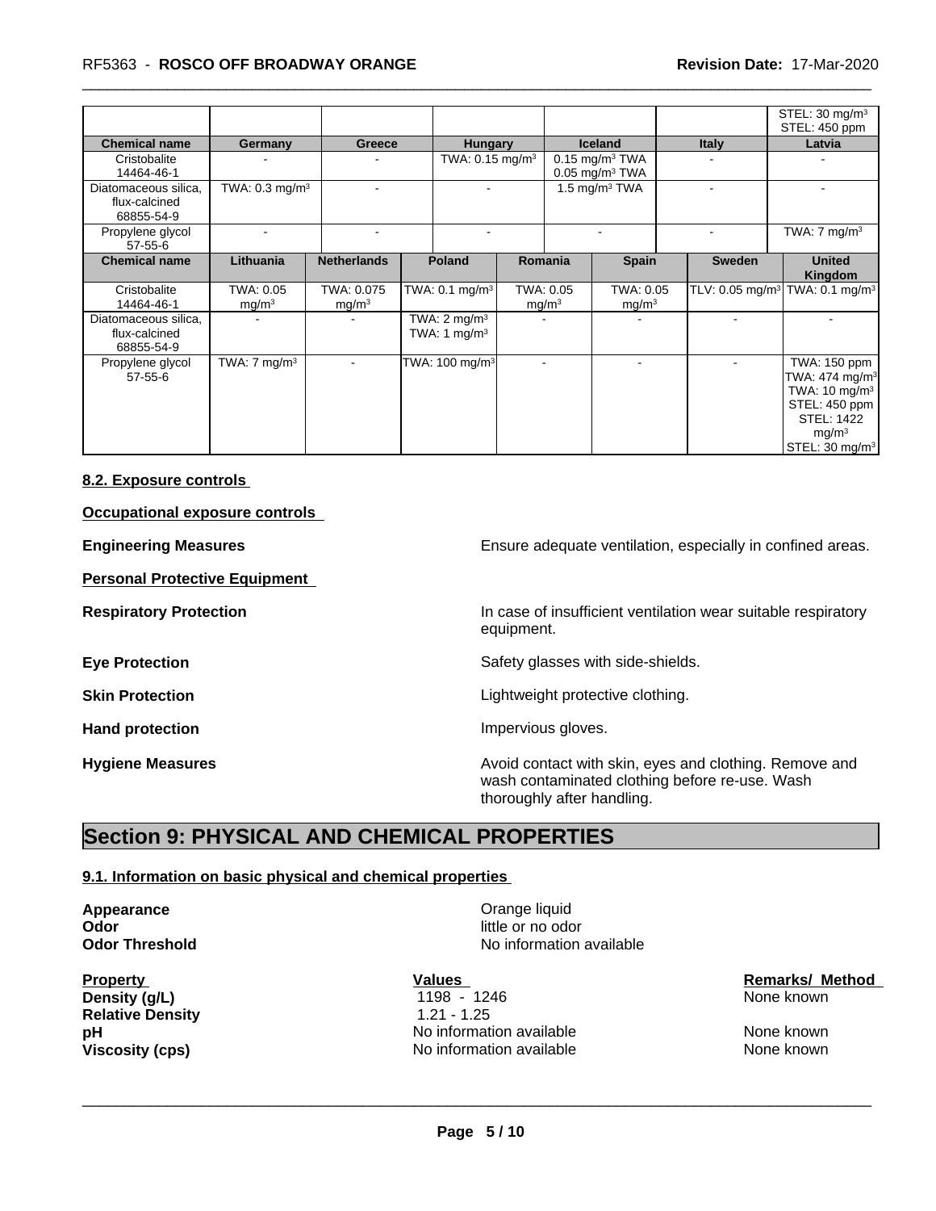|  |  |  |  |  |  | STEL: 30 mg/m³<br>STEL: 450 ppm |
|---|---|---|---|---|---|---|
| **Chemical name** | **Germany** | **Greece** | **Hungary** | **Iceland** | **Italy** | **Latvia** |
| Cristobalite<br>14464-46-1 | - | - | TWA: 0.15 mg/m³ | 0.15 mg/m³ TWA<br>0.05 mg/m³ TWA | - | - |
| Diatomaceous silica, flux-calcined<br>68855-54-9 | TWA: 0.3 mg/m³ | - | - | 1.5 mg/m³ TWA | - | - |
| Propylene glycol<br>57-55-6 | - | - | - | - | - | TWA: 7 mg/m³ |

| Chemical name | Lithuania | Netherlands | Poland | Romania | Spain | Sweden | United Kingdom |
|---|---|---|---|---|---|---|---|
| Cristobalite<br>14464-46-1 | TWA: 0.05 mg/m³ | TWA: 0.075 mg/m³ | TWA: 0.1 mg/m³ | TWA: 0.05 mg/m³ | TWA: 0.05 mg/m³ | TLV: 0.05 mg/m³ | TWA: 0.1 mg/m³ |
| Diatomaceous silica, flux-calcined<br>68855-54-9 | - | - | TWA: 2 mg/m³<br>TWA: 1 mg/m³ | - | - | - | - |
| Propylene glycol<br>57-55-6 | TWA: 7 mg/m³ | - | TWA: 100 mg/m³ | - | - | - | TWA: 150 ppm<br>TWA: 474 mg/m³<br>TWA: 10 mg/m³<br>STEL: 450 ppm<br>STEL: 1422 mg/m³<br>STEL: 30 mg/m³ |

### 8.2. Exposure controls

**Occupational exposure controls**

**Engineering Measures** Ensure adequate ventilation, especially in confined areas.

**Personal Protective Equipment**

**Respiratory Protection** In case of insufficient ventilation wear suitable respiratory equipment.

**Eye Protection** Safety glasses with side-shields.

**Skin Protection** Lightweight protective clothing.

**Hand protection** Impervious gloves.

**Hygiene Measures** Avoid contact with skin, eyes and clothing. Remove and wash contaminated clothing before re-use. Wash thoroughly after handling.

## Section 9: PHYSICAL AND CHEMICAL PROPERTIES

### 9.1. Information on basic physical and chemical properties

**Appearance** Orange liquid
**Odor** little or no odor
**Odor Threshold** No information available

| Property | Values | Remarks/ Method |
|---|---|---|
| **Density (g/L)** | 1198 - 1246 | None known |
| **Relative Density** | 1.21 - 1.25 | |
| **pH** | No information available | None known |
| **Viscosity (cps)** | No information available | None known |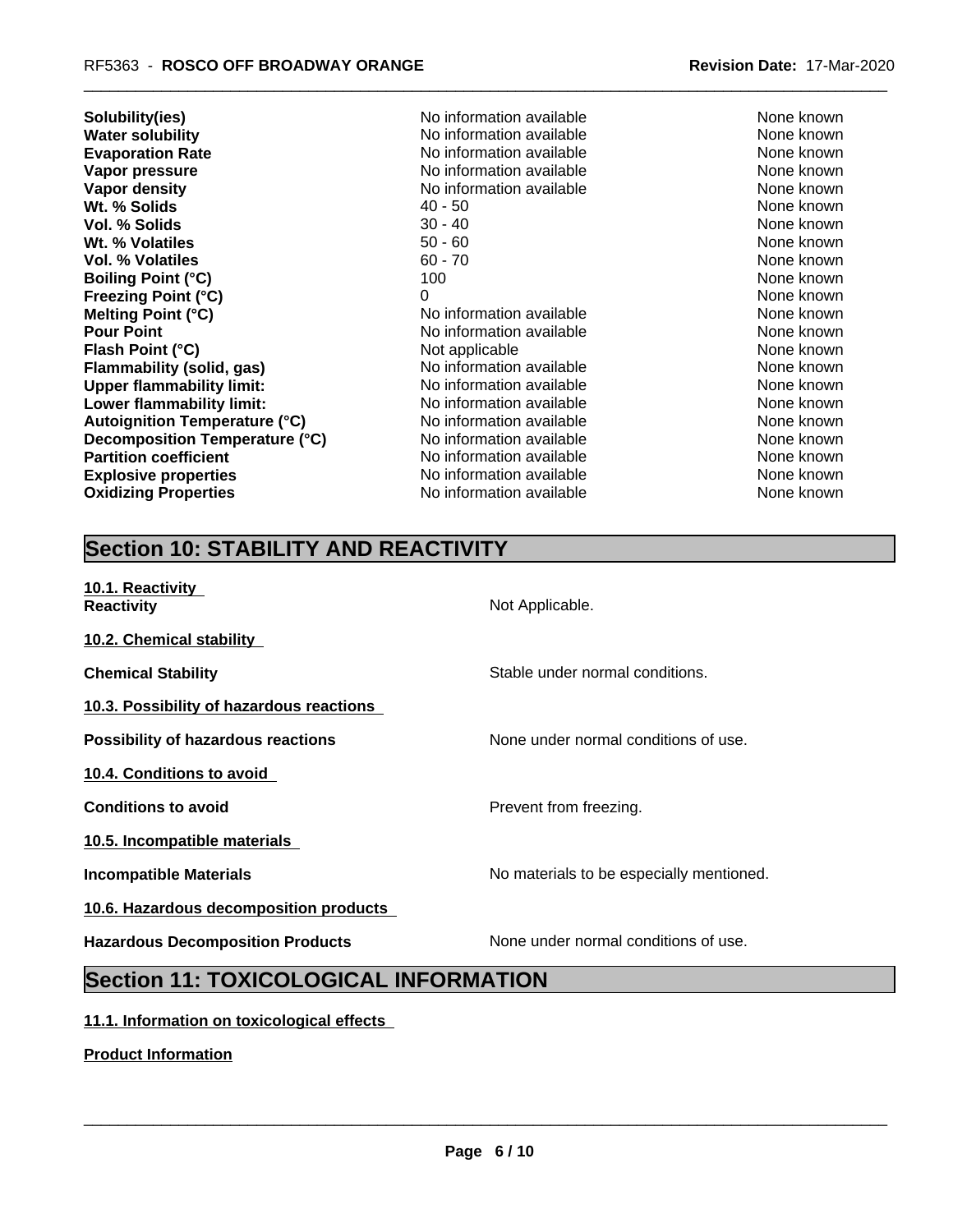| | | |
|---|---|---|
| **Solubility(ies)** | No information available | None known |
| **Water solubility** | No information available | None known |
| **Evaporation Rate** | No information available | None known |
| **Vapor pressure** | No information available | None known |
| **Vapor density** | No information available | None known |
| **Wt. % Solids** | 40 - 50 | None known |
| **Vol. % Solids** | 30 - 40 | None known |
| **Wt. % Volatiles** | 50 - 60 | None known |
| **Vol. % Volatiles** | 60 - 70 | None known |
| **Boiling Point (°C)** | 100 | None known |
| **Freezing Point (°C)** | 0 | None known |
| **Melting Point (°C)** | No information available | None known |
| **Pour Point** | No information available | None known |
| **Flash Point (°C)** | Not applicable | None known |
| **Flammability (solid, gas)** | No information available | None known |
| **Upper flammability limit:** | No information available | None known |
| **Lower flammability limit:** | No information available | None known |
| **Autoignition Temperature (°C)** | No information available | None known |
| **Decomposition Temperature (°C)** | No information available | None known |
| **Partition coefficient** | No information available | None known |
| **Explosive properties** | No information available | None known |
| **Oxidizing Properties** | No information available | None known |

## Section 10: STABILITY AND REACTIVITY

**10.1. Reactivity**

**Reactivity** Not Applicable.

**10.2. Chemical stability**

**Chemical Stability** Stable under normal conditions.

**10.3. Possibility of hazardous reactions**

**Possibility of hazardous reactions** None under normal conditions of use.

**10.4. Conditions to avoid**

**Conditions to avoid** Prevent from freezing.

**10.5. Incompatible materials**

**Incompatible Materials** No materials to be especially mentioned.

**10.6. Hazardous decomposition products**

**Hazardous Decomposition Products** None under normal conditions of use.

## Section 11: TOXICOLOGICAL INFORMATION

**11.1. Information on toxicological effects**

**Product Information**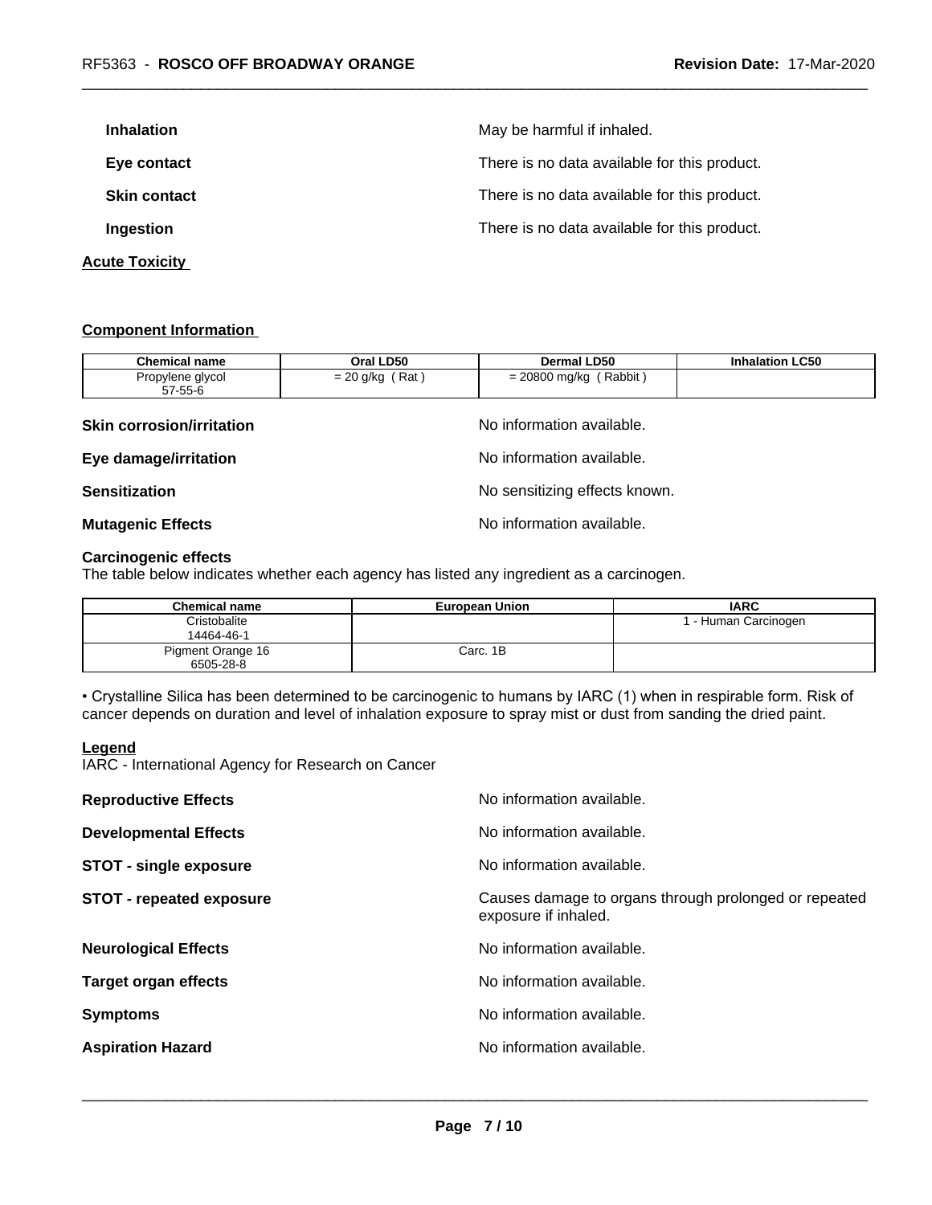**Inhalation** May be harmful if inhaled.

**Eye contact** There is no data available for this product.

**Skin contact** There is no data available for this product.

**Ingestion** There is no data available for this product.

**Acute Toxicity**

**Component Information**

| Chemical name | Oral LD50 | Dermal LD50 | Inhalation LC50 |
|---|---|---|---|
| Propylene glycol 57-55-6 | = 20 g/kg ( Rat ) | = 20800 mg/kg ( Rabbit ) | |

**Skin corrosion/irritation** No information available.

**Eye damage/irritation** No information available.

**Sensitization** No sensitizing effects known.

**Mutagenic Effects** No information available.

**Carcinogenic effects**

The table below indicates whether each agency has listed any ingredient as a carcinogen.

| Chemical name | European Union | IARC |
|---|---|---|
| Cristobalite 14464-46-1 | | 1 - Human Carcinogen |
| Pigment Orange 16 6505-28-8 | Carc. 1B | |

• Crystalline Silica has been determined to be carcinogenic to humans by IARC (1) when in respirable form. Risk of cancer depends on duration and level of inhalation exposure to spray mist or dust from sanding the dried paint.

**Legend**

IARC - International Agency for Research on Cancer

**Reproductive Effects** No information available.

**Developmental Effects** No information available.

**STOT - single exposure** No information available.

**STOT - repeated exposure** Causes damage to organs through prolonged or repeated exposure if inhaled.

**Neurological Effects** No information available.

**Target organ effects** No information available.

**Symptoms** No information available.

**Aspiration Hazard** No information available.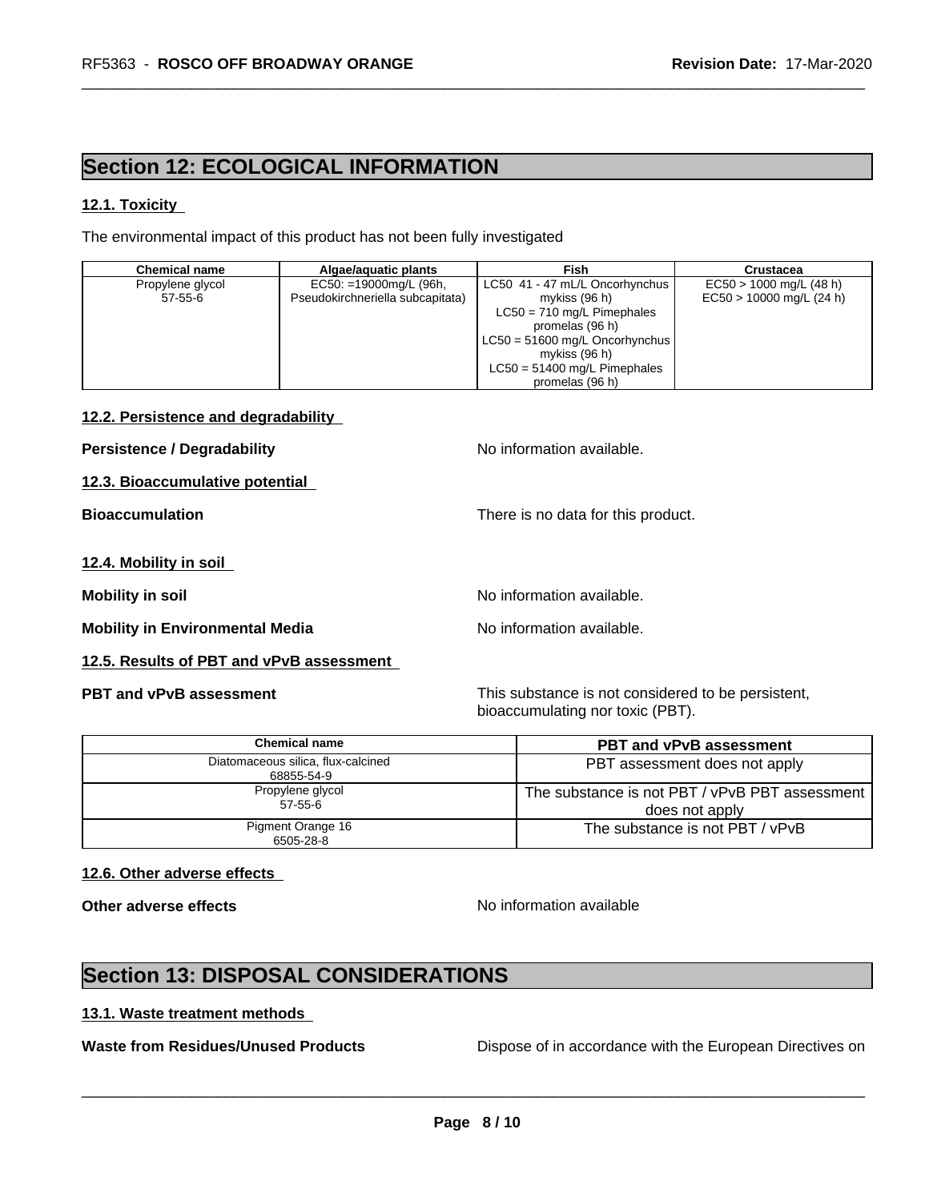## Section 12: ECOLOGICAL INFORMATION

### 12.1. Toxicity

The environmental impact of this product has not been fully investigated

| Chemical name | Algae/aquatic plants | Fish | Crustacea |
|---|---|---|---|
| Propylene glycol<br>57-55-6 | EC50: =19000mg/L (96h, Pseudokirchneriella subcapitata) | LC50 41 - 47 mL/L Oncorhynchus mykiss (96 h)<br>LC50 = 710 mg/L Pimephales promelas (96 h)<br>LC50 = 51600 mg/L Oncorhynchus mykiss (96 h)<br>LC50 = 51400 mg/L Pimephales promelas (96 h) | EC50 > 1000 mg/L (48 h)<br>EC50 > 10000 mg/L (24 h) |

### 12.2. Persistence and degradability

**Persistence / Degradability** No information available.

### 12.3. Bioaccumulative potential

**Bioaccumulation** There is no data for this product.

### 12.4. Mobility in soil

**Mobility in soil** No information available.

**Mobility in Environmental Media** No information available.

### 12.5. Results of PBT and vPvB assessment

**PBT and vPvB assessment** This substance is not considered to be persistent, bioaccumulating nor toxic (PBT).

| Chemical name | PBT and vPvB assessment |
|---|---|
| Diatomaceous silica, flux-calcined<br>68855-54-9 | PBT assessment does not apply |
| Propylene glycol<br>57-55-6 | The substance is not PBT / vPvB PBT assessment does not apply |
| Pigment Orange 16<br>6505-28-8 | The substance is not PBT / vPvB |

### 12.6. Other adverse effects

**Other adverse effects** No information available

## Section 13: DISPOSAL CONSIDERATIONS

### 13.1. Waste treatment methods

**Waste from Residues/Unused Products** Dispose of in accordance with the European Directives on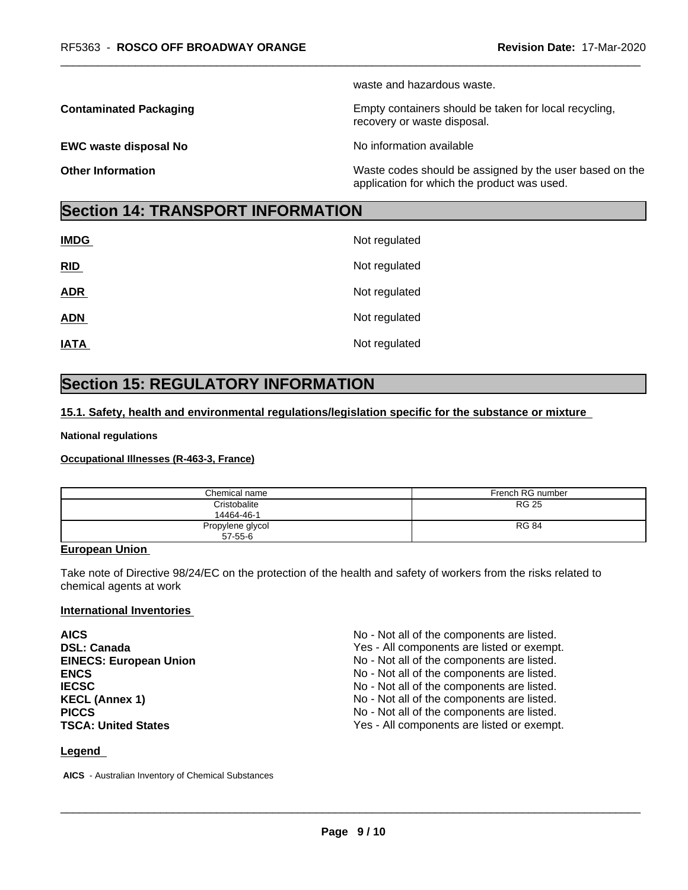waste and hazardous waste.

**Contaminated Packaging**

Empty containers should be taken for local recycling, recovery or waste disposal.

**EWC waste disposal No**

No information available

**Other Information**

Waste codes should be assigned by the user based on the application for which the product was used.

## Section 14: TRANSPORT INFORMATION

| | |
|---|---|
| **IMDG** | Not regulated |
| **RID** | Not regulated |
| **ADR** | Not regulated |
| **ADN** | Not regulated |
| **IATA** | Not regulated |

## Section 15: REGULATORY INFORMATION

**15.1. Safety, health and environmental regulations/legislation specific for the substance or mixture**

**National regulations**

**Occupational Illnesses (R-463-3, France)**

| Chemical name | French RG number |
|---|---|
| Cristobalite<br>14464-46-1 | RG 25 |
| Propylene glycol<br>57-55-6 | RG 84 |

**European Union**

Take note of Directive 98/24/EC on the protection of the health and safety of workers from the risks related to chemical agents at work

**International Inventories**

| | |
|---|---|
| **AICS** | No - Not all of the components are listed. |
| **DSL: Canada** | Yes - All components are listed or exempt. |
| **EINECS: European Union** | No - Not all of the components are listed. |
| **ENCS** | No - Not all of the components are listed. |
| **IECSC** | No - Not all of the components are listed. |
| **KECL (Annex 1)** | No - Not all of the components are listed. |
| **PICCS** | No - Not all of the components are listed. |
| **TSCA: United States** | Yes - All components are listed or exempt. |

**Legend**

**AICS** - Australian Inventory of Chemical Substances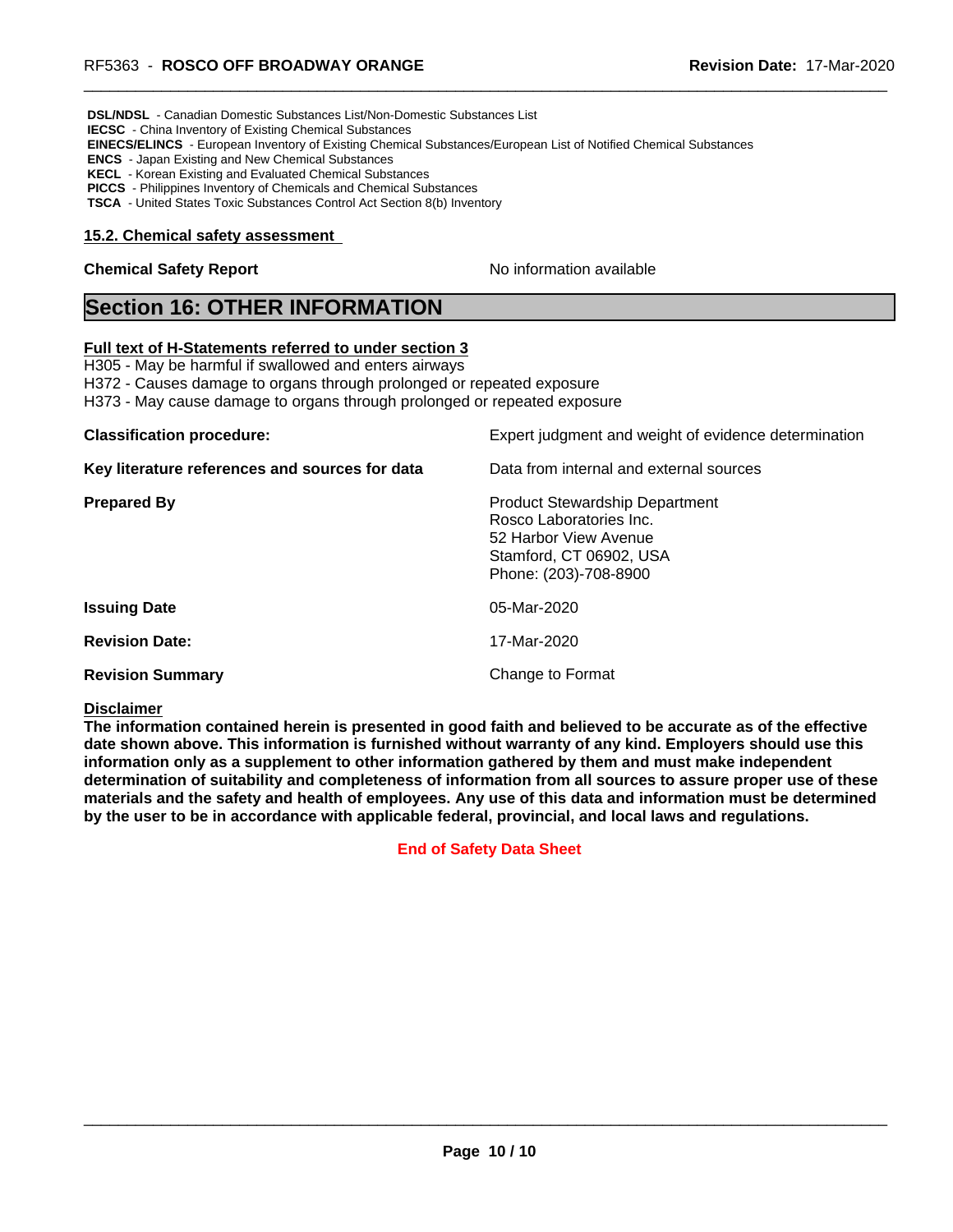**DSL/NDSL** - Canadian Domestic Substances List/Non-Domestic Substances List
**IECSC** - China Inventory of Existing Chemical Substances
**EINECS/ELINCS** - European Inventory of Existing Chemical Substances/European List of Notified Chemical Substances
**ENCS** - Japan Existing and New Chemical Substances
**KECL** - Korean Existing and Evaluated Chemical Substances
**PICCS** - Philippines Inventory of Chemicals and Chemical Substances
**TSCA** - United States Toxic Substances Control Act Section 8(b) Inventory

### 15.2. Chemical safety assessment

**Chemical Safety Report** No information available

## Section 16: OTHER INFORMATION

**Full text of H-Statements referred to under section 3**

H305 - May be harmful if swallowed and enters airways
H372 - Causes damage to organs through prolonged or repeated exposure
H373 - May cause damage to organs through prolonged or repeated exposure

| | |
|---|---|
| **Classification procedure:** | Expert judgment and weight of evidence determination |
| **Key literature references and sources for data** | Data from internal and external sources |
| **Prepared By** | Product Stewardship Department<br>Rosco Laboratories Inc.<br>52 Harbor View Avenue<br>Stamford, CT 06902, USA<br>Phone: (203)-708-8900 |
| **Issuing Date** | 05-Mar-2020 |
| **Revision Date:** | 17-Mar-2020 |
| **Revision Summary** | Change to Format |

**Disclaimer**

**The information contained herein is presented in good faith and believed to be accurate as of the effective date shown above. This information is furnished without warranty of any kind. Employers should use this information only as a supplement to other information gathered by them and must make independent determination of suitability and completeness of information from all sources to assure proper use of these materials and the safety and health of employees. Any use of this data and information must be determined by the user to be in accordance with applicable federal, provincial, and local laws and regulations.**

**End of Safety Data Sheet**